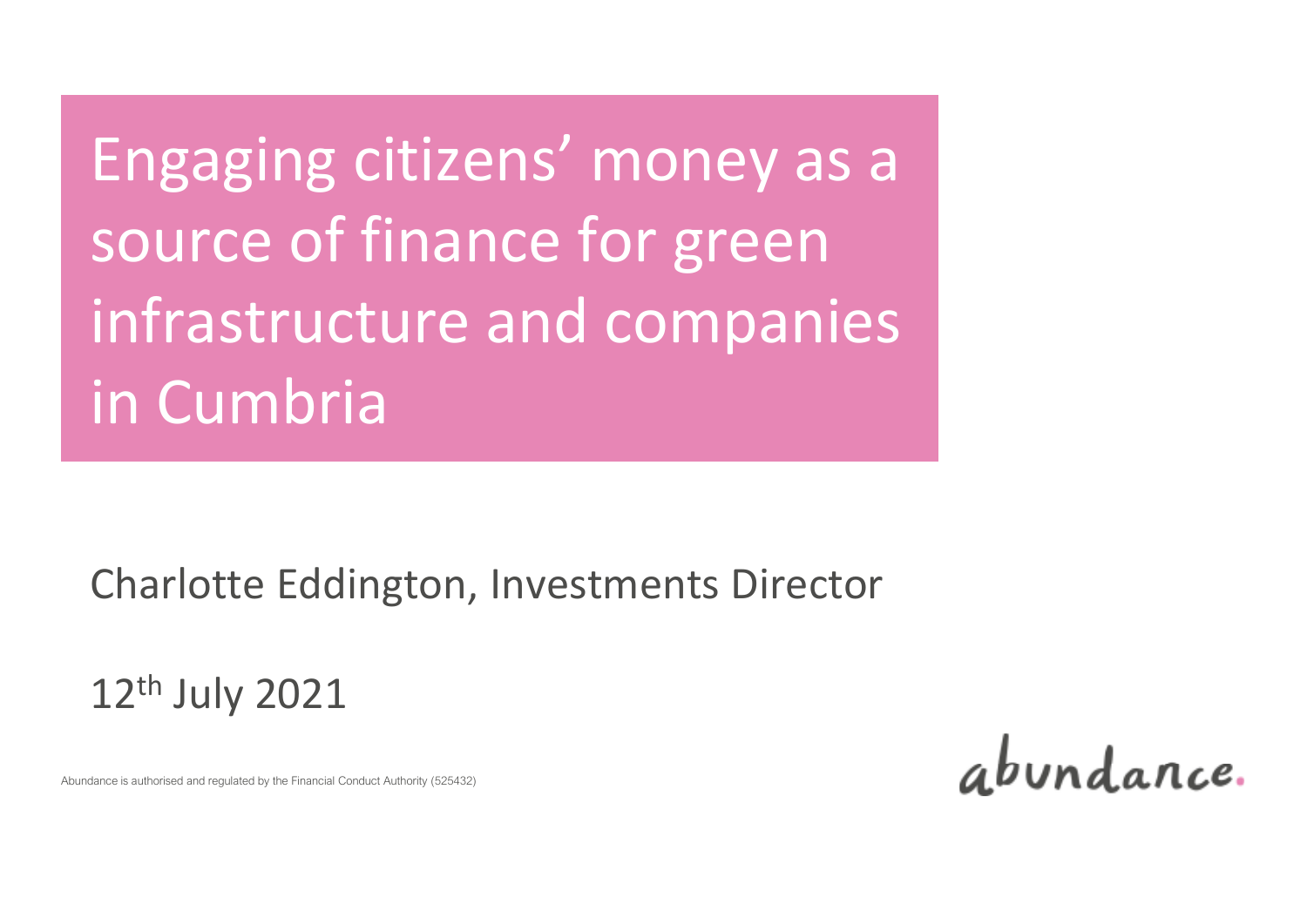# Engaging citizens' money as a source of finance for green infrastructure and companies in Cumbria

Charlotte Eddington, Investments Director

12th July 2021

Abundance is authorised and regulated by the Financial Conduct Authority (525432)

abundance.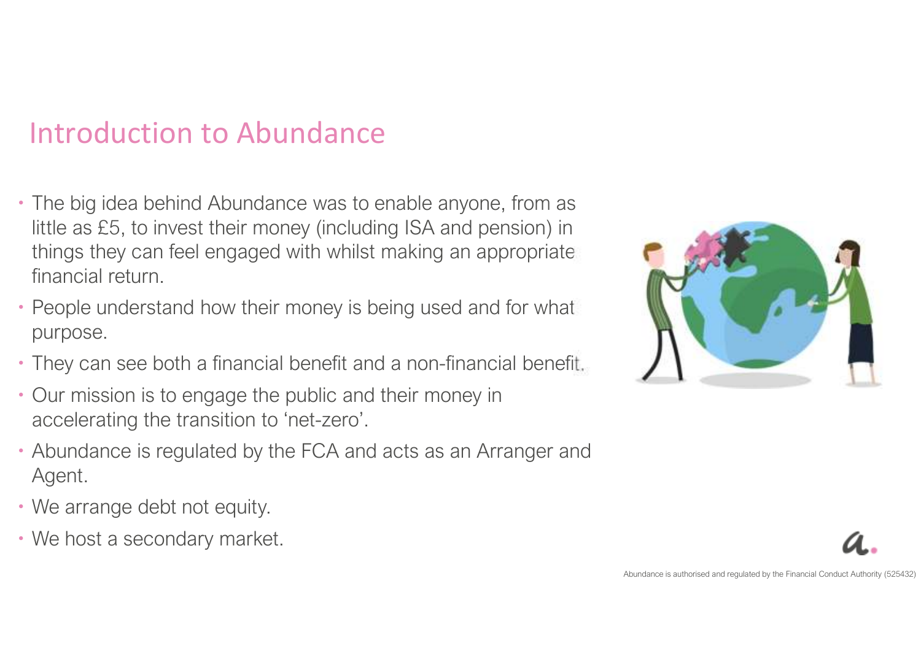# Introduction to Abundance

- The big idea behind Abundance was to enable anyone, from as little as £5, to invest their money (including ISA and pension) in things they can feel engaged with whilst making an appropriate financial return.
- People understand how their money is being used and for what purpose.
- They can see both a financial benefit and a non-financial benefit.
- Our mission is to engage the public and their money in accelerating the transition to 'net-zero'.
- Abundance is regulated by the FCA and acts as an Arranger and Agent.
- We arrange debt not equity.
- We host a secondary market.

Abundance is authorised and regulated by the Financial Conduct Authority (525432)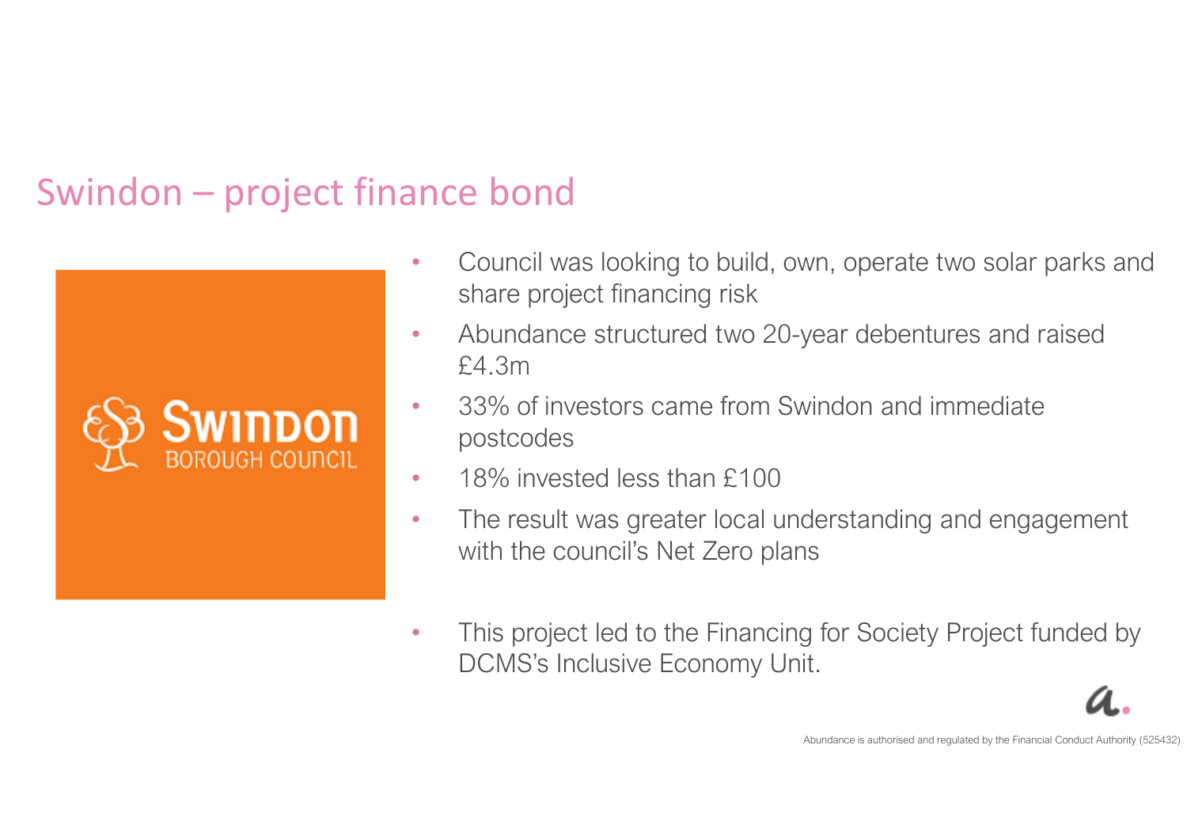# Swindon – project finance bond

- Council was looking to build, own, operate two solar parks and share project financing risk
- Abundance structured two 20-year debentures and raised £4.3m
- 33% of investors came from Swindon and immediate postcodes
- 18% invested less than £100
- The result was greater local understanding and engagement with the council's Net Zero plans

- This project led to the Financing for Society Project funded by DCMS's Inclusive Economy Unit.

Abundance is authorised and regulated by the Financial Conduct Authority (525432)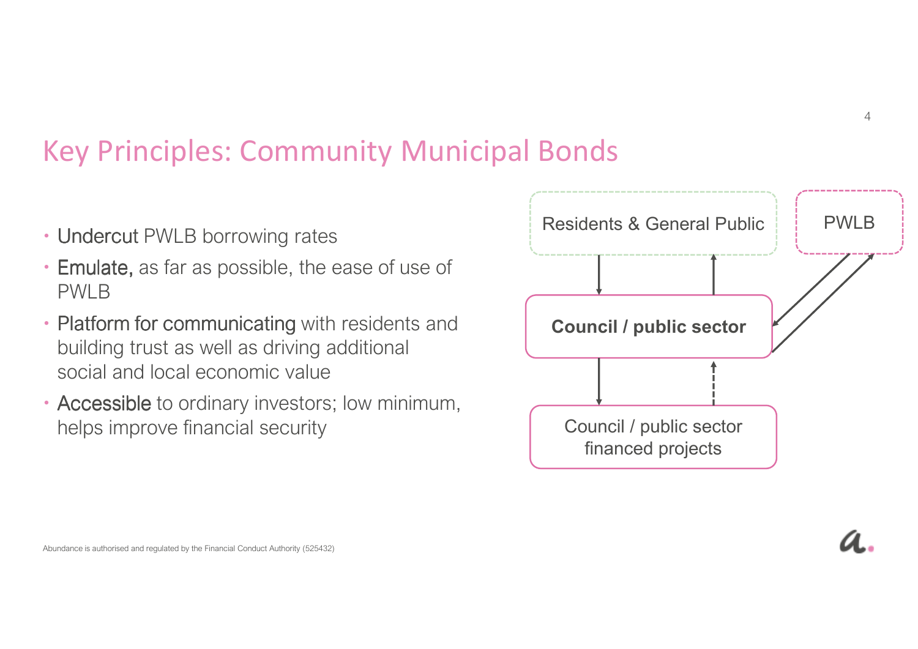# Key Principles: Community Municipal Bonds

- **Undercut** PWLB borrowing rates
- **Emulate,** as far as possible, the ease of use of PWLB
- **Platform for communicating** with residents and building trust as well as driving additional social and local economic value
- **Accessible** to ordinary investors; low minimum, helps improve financial security

Residents & General Public

PWLB

**Council / public sector**

Council / public sector financed projects

Abundance is authorised and regulated by the Financial Conduct Authority (525432)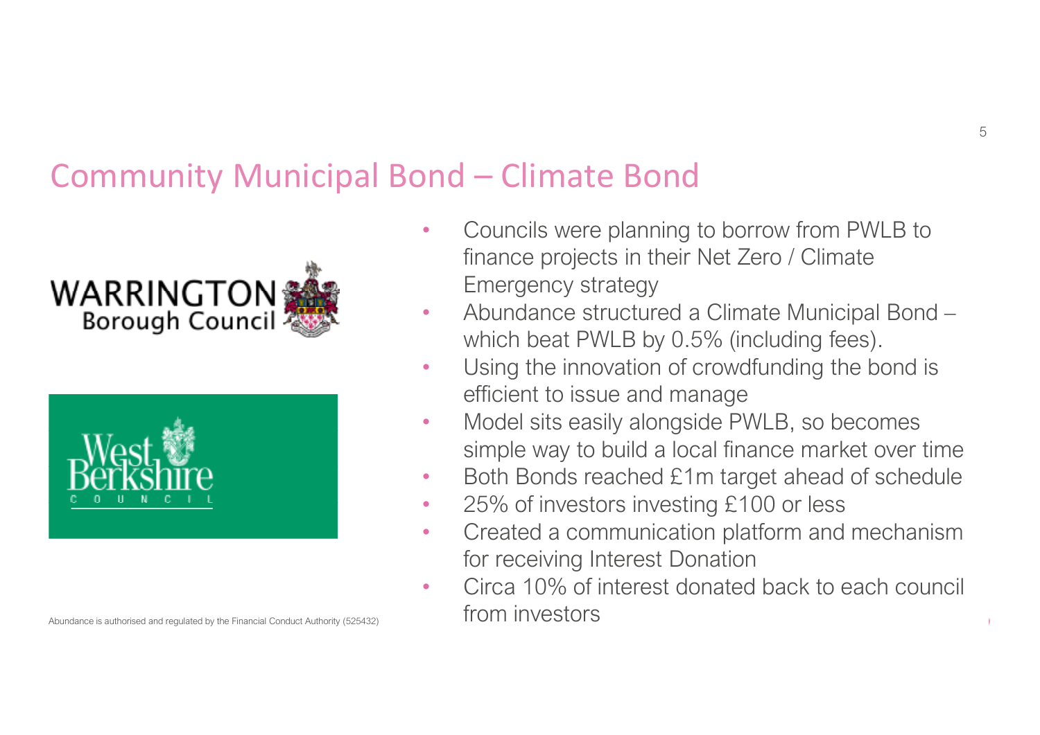## Community Municipal Bond – Climate Bond

WARRINGTON Borough Council

West Berkshire COUNCIL

- Councils were planning to borrow from PWLB to finance projects in their Net Zero / Climate Emergency strategy
- Abundance structured a Climate Municipal Bond – which beat PWLB by 0.5% (including fees).
- Using the innovation of crowdfunding the bond is efficient to issue and manage
- Model sits easily alongside PWLB, so becomes simple way to build a local finance market over time
- Both Bonds reached £1m target ahead of schedule
- 25% of investors investing £100 or less
- Created a communication platform and mechanism for receiving Interest Donation
- Circa 10% of interest donated back to each council from investors

Abundance is authorised and regulated by the Financial Conduct Authority (525432)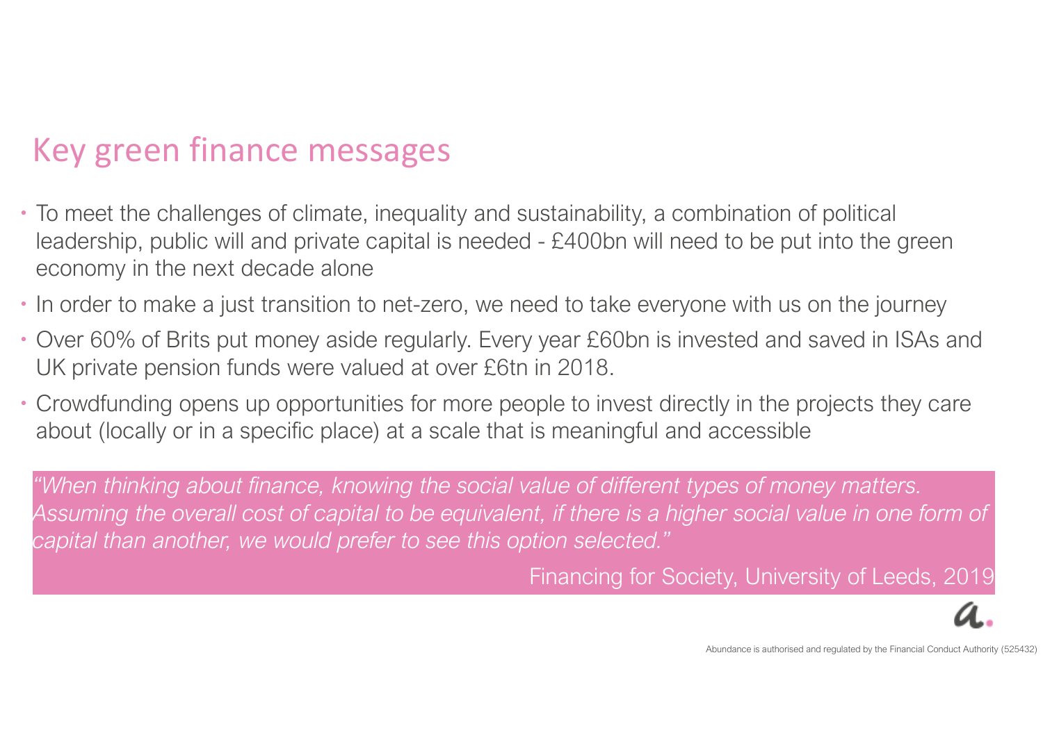## Key green finance messages

- To meet the challenges of climate, inequality and sustainability, a combination of political leadership, public will and private capital is needed - £400bn will need to be put into the green economy in the next decade alone
- In order to make a just transition to net-zero, we need to take everyone with us on the journey
- Over 60% of Brits put money aside regularly. Every year £60bn is invested and saved in ISAs and UK private pension funds were valued at over £6tn in 2018.
- Crowdfunding opens up opportunities for more people to invest directly in the projects they care about (locally or in a specific place) at a scale that is meaningful and accessible

> *"When thinking about finance, knowing the social value of different types of money matters. Assuming the overall cost of capital to be equivalent, if there is a higher social value in one form of capital than another, we would prefer to see this option selected."*
>
> Financing for Society, University of Leeds, 2019

Abundance is authorised and regulated by the Financial Conduct Authority (525432)